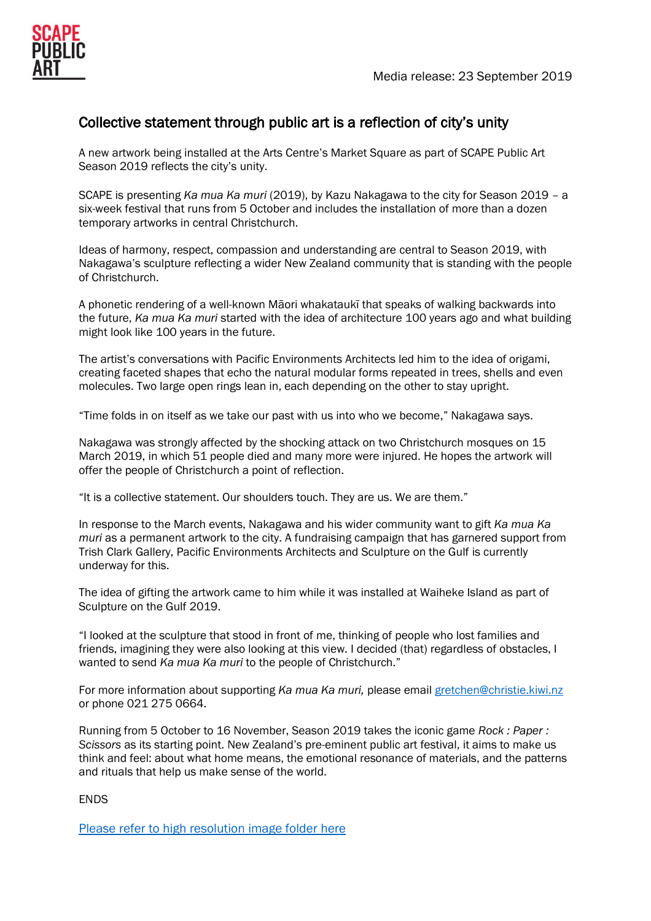SCAPE PUBLIC ART

Media release: 23 September 2019

# Collective statement through public art is a reflection of city's unity

A new artwork being installed at the Arts Centre's Market Square as part of SCAPE Public Art Season 2019 reflects the city's unity.

SCAPE is presenting *Ka mua Ka muri* (2019), by Kazu Nakagawa to the city for Season 2019 – a six-week festival that runs from 5 October and includes the installation of more than a dozen temporary artworks in central Christchurch.

Ideas of harmony, respect, compassion and understanding are central to Season 2019, with Nakagawa's sculpture reflecting a wider New Zealand community that is standing with the people of Christchurch.

A phonetic rendering of a well-known Māori whakataukī that speaks of walking backwards into the future, *Ka mua Ka muri* started with the idea of architecture 100 years ago and what building might look like 100 years in the future.

The artist's conversations with Pacific Environments Architects led him to the idea of origami, creating faceted shapes that echo the natural modular forms repeated in trees, shells and even molecules. Two large open rings lean in, each depending on the other to stay upright.

"Time folds in on itself as we take our past with us into who we become," Nakagawa says.

Nakagawa was strongly affected by the shocking attack on two Christchurch mosques on 15 March 2019, in which 51 people died and many more were injured. He hopes the artwork will offer the people of Christchurch a point of reflection.

"It is a collective statement. Our shoulders touch. They are us. We are them."

In response to the March events, Nakagawa and his wider community want to gift *Ka mua Ka muri* as a permanent artwork to the city. A fundraising campaign that has garnered support from Trish Clark Gallery, Pacific Environments Architects and Sculpture on the Gulf is currently underway for this.

The idea of gifting the artwork came to him while it was installed at Waiheke Island as part of Sculpture on the Gulf 2019.

"I looked at the sculpture that stood in front of me, thinking of people who lost families and friends, imagining they were also looking at this view. I decided (that) regardless of obstacles, I wanted to send *Ka mua Ka muri* to the people of Christchurch."

For more information about supporting *Ka mua Ka muri,* please email gretchen@christie.kiwi.nz or phone 021 275 0664.

Running from 5 October to 16 November, Season 2019 takes the iconic game *Rock : Paper : Scissors* as its starting point. New Zealand's pre-eminent public art festival, it aims to make us think and feel: about what home means, the emotional resonance of materials, and the patterns and rituals that help us make sense of the world.

ENDS

Please refer to high resolution image folder here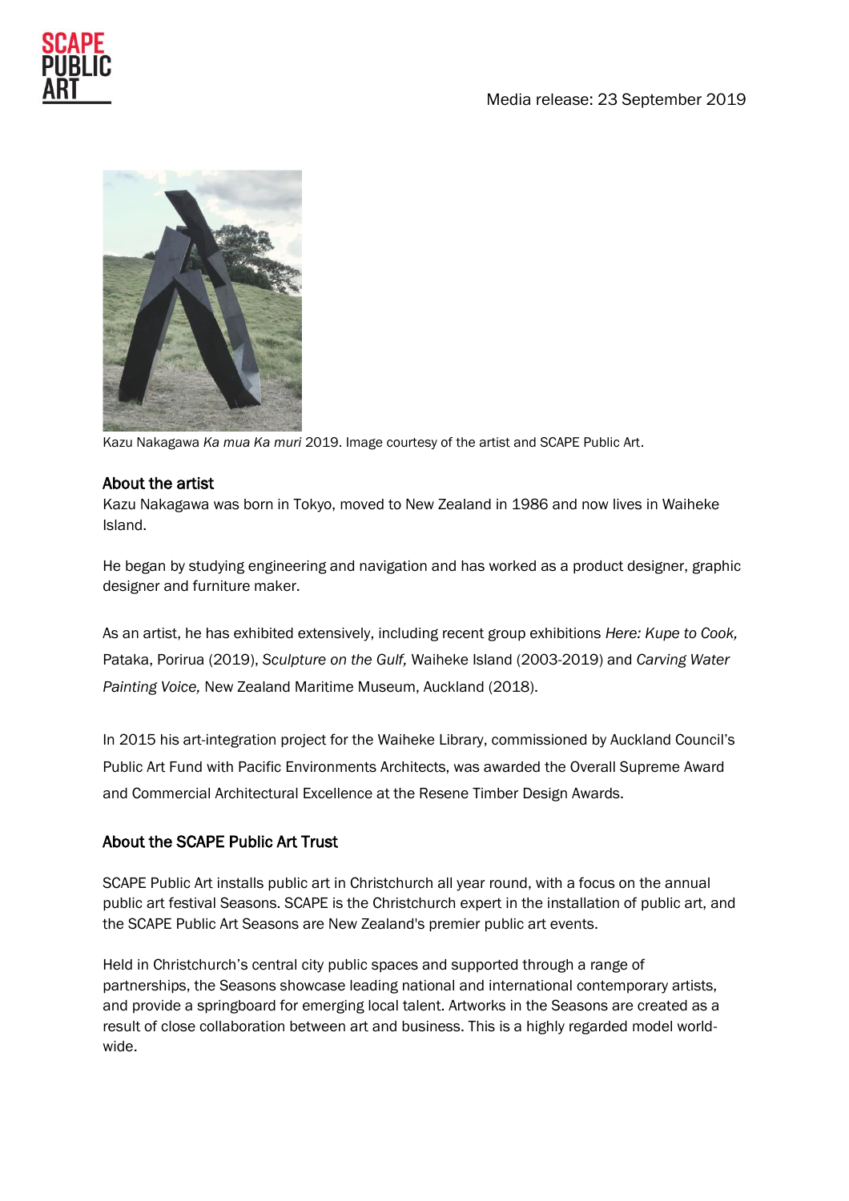Media release: 23 September 2019

Kazu Nakagawa *Ka mua Ka muri* 2019. Image courtesy of the artist and SCAPE Public Art.

### About the artist

Kazu Nakagawa was born in Tokyo, moved to New Zealand in 1986 and now lives in Waiheke Island.

He began by studying engineering and navigation and has worked as a product designer, graphic designer and furniture maker.

As an artist, he has exhibited extensively, including recent group exhibitions *Here: Kupe to Cook,* Pataka, Porirua (2019), *Sculpture on the Gulf,* Waiheke Island (2003-2019) and *Carving Water Painting Voice,* New Zealand Maritime Museum, Auckland (2018).

In 2015 his art-integration project for the Waiheke Library, commissioned by Auckland Council's Public Art Fund with Pacific Environments Architects, was awarded the Overall Supreme Award and Commercial Architectural Excellence at the Resene Timber Design Awards.

### About the SCAPE Public Art Trust

SCAPE Public Art installs public art in Christchurch all year round, with a focus on the annual public art festival Seasons. SCAPE is the Christchurch expert in the installation of public art, and the SCAPE Public Art Seasons are New Zealand's premier public art events.

Held in Christchurch's central city public spaces and supported through a range of partnerships, the Seasons showcase leading national and international contemporary artists, and provide a springboard for emerging local talent. Artworks in the Seasons are created as a result of close collaboration between art and business. This is a highly regarded model world-wide.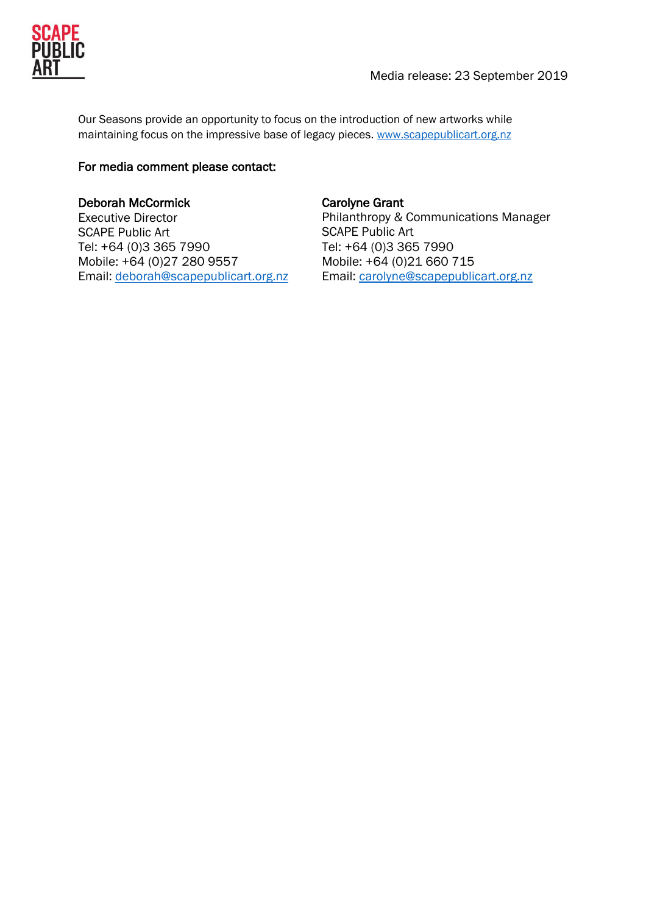Our Seasons provide an opportunity to focus on the introduction of new artworks while maintaining focus on the impressive base of legacy pieces. www.scapepublicart.org.nz

**For media comment please contact:**

**Deborah McCormick**
Executive Director
SCAPE Public Art
Tel: +64 (0)3 365 7990
Mobile: +64 (0)27 280 9557
Email: deborah@scapepublicart.org.nz

**Carolyne Grant**
Philanthropy & Communications Manager
SCAPE Public Art
Tel: +64 (0)3 365 7990
Mobile: +64 (0)21 660 715
Email: carolyne@scapepublicart.org.nz